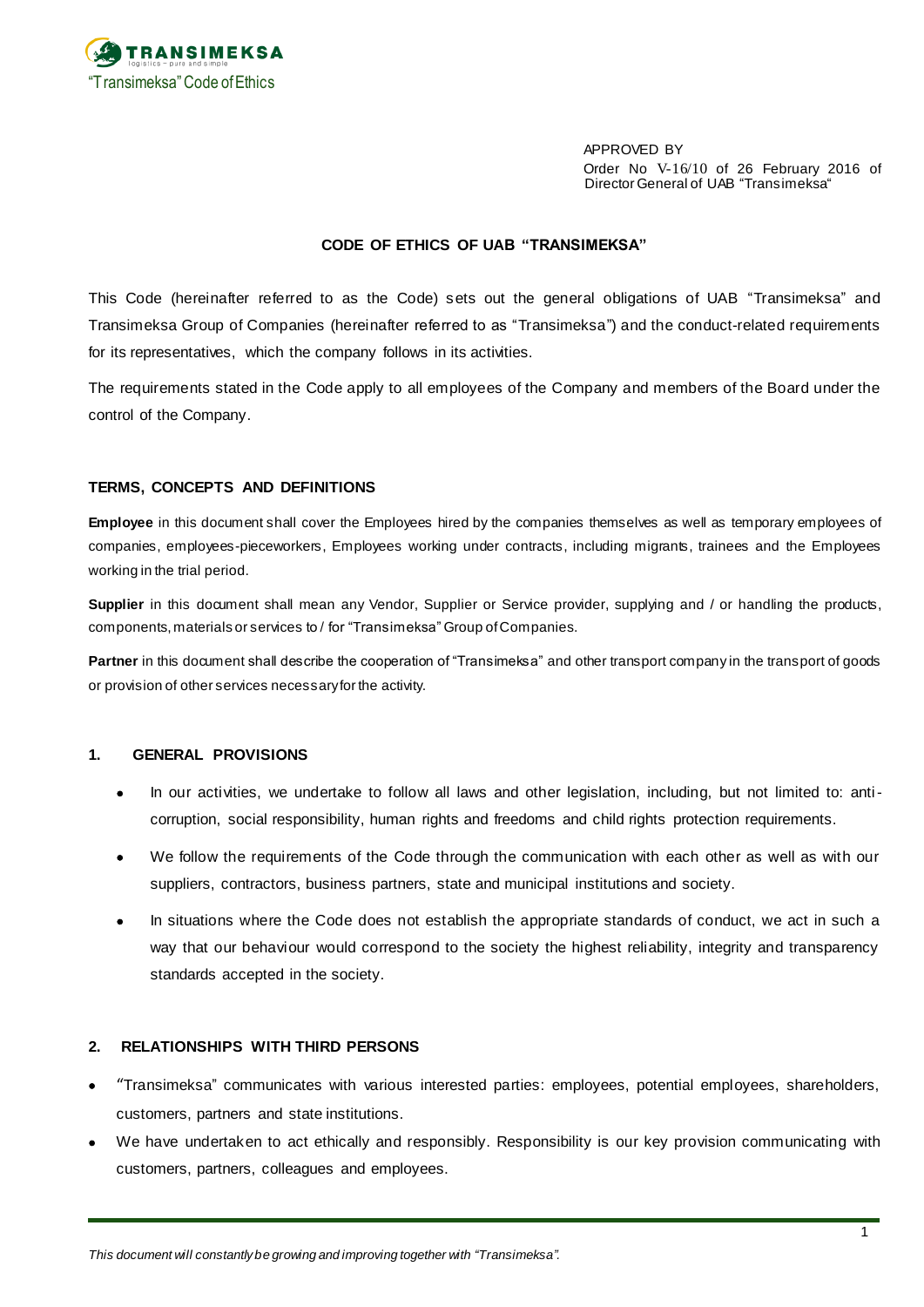APPROVED BY
Order No V-16/10 of 26 February 2016 of Director General of UAB "Transimeksa"

# CODE OF ETHICS OF UAB "TRANSIMEKSA"

This Code (hereinafter referred to as the Code) sets out the general obligations of UAB "Transimeksa" and Transimeksa Group of Companies (hereinafter referred to as "Transimeksa") and the conduct-related requirements for its representatives, which the company follows in its activities.

The requirements stated in the Code apply to all employees of the Company and members of the Board under the control of the Company.

## TERMS, CONCEPTS AND DEFINITIONS

**Employee** in this document shall cover the Employees hired by the companies themselves as well as temporary employees of companies, employees-pieceworkers, Employees working under contracts, including migrants, trainees and the Employees working in the trial period.

**Supplier** in this document shall mean any Vendor, Supplier or Service provider, supplying and / or handling the products, components, materials or services to / for "Transimeksa" Group of Companies.

**Partner** in this document shall describe the cooperation of "Transimeksa" and other transport company in the transport of goods or provision of other services necessary for the activity.

## 1. GENERAL PROVISIONS

- In our activities, we undertake to follow all laws and other legislation, including, but not limited to: anti-corruption, social responsibility, human rights and freedoms and child rights protection requirements.
- We follow the requirements of the Code through the communication with each other as well as with our suppliers, contractors, business partners, state and municipal institutions and society.
- In situations where the Code does not establish the appropriate standards of conduct, we act in such a way that our behaviour would correspond to the society the highest reliability, integrity and transparency standards accepted in the society.

## 2. RELATIONSHIPS WITH THIRD PERSONS

- "Transimeksa" communicates with various interested parties: employees, potential employees, shareholders, customers, partners and state institutions.
- We have undertaken to act ethically and responsibly. Responsibility is our key provision communicating with customers, partners, colleagues and employees.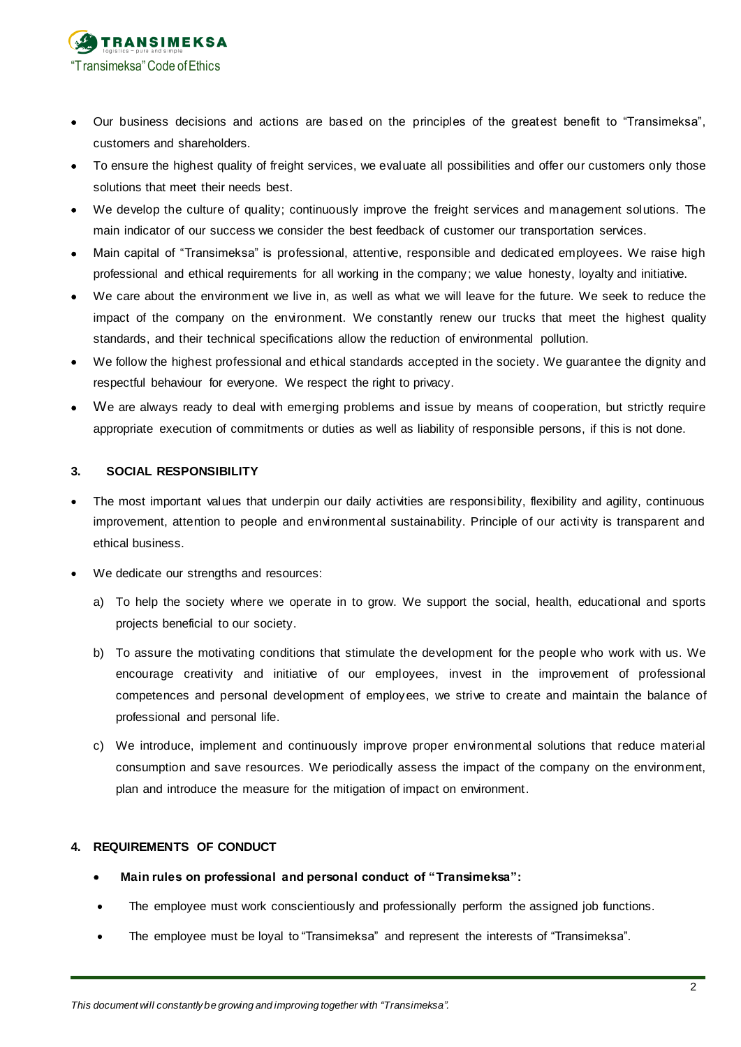- Our business decisions and actions are based on the principles of the greatest benefit to "Transimeksa", customers and shareholders.
- To ensure the highest quality of freight services, we evaluate all possibilities and offer our customers only those solutions that meet their needs best.
- We develop the culture of quality; continuously improve the freight services and management solutions. The main indicator of our success we consider the best feedback of customer our transportation services.
- Main capital of "Transimeksa" is professional, attentive, responsible and dedicated employees. We raise high professional and ethical requirements for all working in the company; we value honesty, loyalty and initiative.
- We care about the environment we live in, as well as what we will leave for the future. We seek to reduce the impact of the company on the environment. We constantly renew our trucks that meet the highest quality standards, and their technical specifications allow the reduction of environmental pollution.
- We follow the highest professional and ethical standards accepted in the society. We guarantee the dignity and respectful behaviour for everyone. We respect the right to privacy.
- We are always ready to deal with emerging problems and issue by means of cooperation, but strictly require appropriate execution of commitments or duties as well as liability of responsible persons, if this is not done.

## 3. SOCIAL RESPONSIBILITY

- The most important values that underpin our daily activities are responsibility, flexibility and agility, continuous improvement, attention to people and environmental sustainability. Principle of our activity is transparent and ethical business.
- We dedicate our strengths and resources:
  a) To help the society where we operate in to grow. We support the social, health, educational and sports projects beneficial to our society.
  b) To assure the motivating conditions that stimulate the development for the people who work with us. We encourage creativity and initiative of our employees, invest in the improvement of professional competences and personal development of employees, we strive to create and maintain the balance of professional and personal life.
  c) We introduce, implement and continuously improve proper environmental solutions that reduce material consumption and save resources. We periodically assess the impact of the company on the environment, plan and introduce the measure for the mitigation of impact on environment.

## 4. REQUIREMENTS OF CONDUCT

- **Main rules on professional and personal conduct of "Transimeksa":**
- The employee must work conscientiously and professionally perform the assigned job functions.
- The employee must be loyal to "Transimeksa" and represent the interests of "Transimeksa".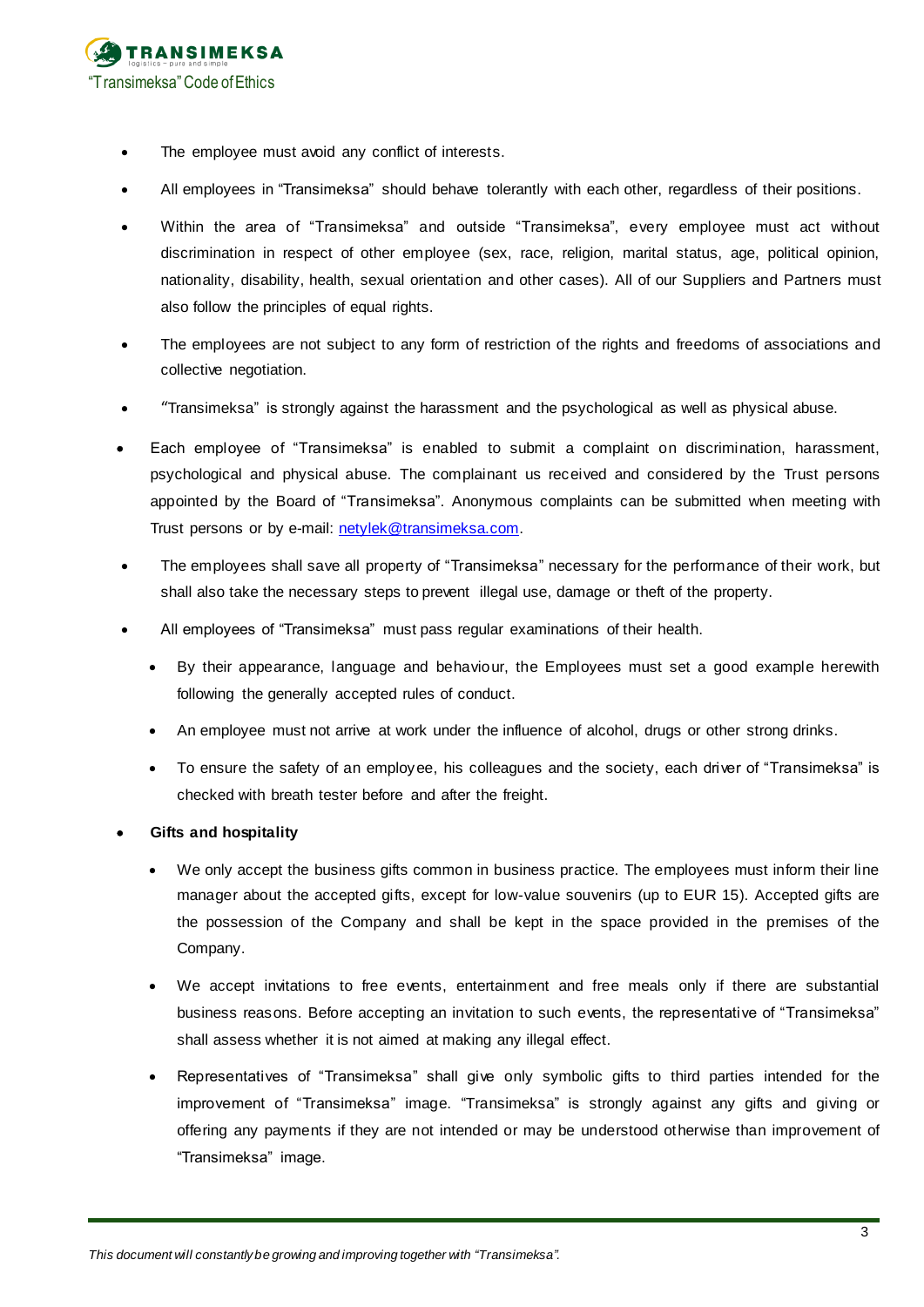- The employee must avoid any conflict of interests.
- All employees in "Transimeksa" should behave tolerantly with each other, regardless of their positions.
- Within the area of "Transimeksa" and outside "Transimeksa", every employee must act without discrimination in respect of other employee (sex, race, religion, marital status, age, political opinion, nationality, disability, health, sexual orientation and other cases). All of our Suppliers and Partners must also follow the principles of equal rights.
- The employees are not subject to any form of restriction of the rights and freedoms of associations and collective negotiation.
- "Transimeksa" is strongly against the harassment and the psychological as well as physical abuse.
- Each employee of "Transimeksa" is enabled to submit a complaint on discrimination, harassment, psychological and physical abuse. The complainant us received and considered by the Trust persons appointed by the Board of "Transimeksa". Anonymous complaints can be submitted when meeting with Trust persons or by e-mail: netylek@transimeksa.com.
- The employees shall save all property of "Transimeksa" necessary for the performance of their work, but shall also take the necessary steps to prevent illegal use, damage or theft of the property.
- All employees of "Transimeksa" must pass regular examinations of their health.
  - By their appearance, language and behaviour, the Employees must set a good example herewith following the generally accepted rules of conduct.
  - An employee must not arrive at work under the influence of alcohol, drugs or other strong drinks.
  - To ensure the safety of an employee, his colleagues and the society, each driver of "Transimeksa" is checked with breath tester before and after the freight.
- **Gifts and hospitality**
  - We only accept the business gifts common in business practice. The employees must inform their line manager about the accepted gifts, except for low-value souvenirs (up to EUR 15). Accepted gifts are the possession of the Company and shall be kept in the space provided in the premises of the Company.
  - We accept invitations to free events, entertainment and free meals only if there are substantial business reasons. Before accepting an invitation to such events, the representative of "Transimeksa" shall assess whether it is not aimed at making any illegal effect.
  - Representatives of "Transimeksa" shall give only symbolic gifts to third parties intended for the improvement of "Transimeksa" image. "Transimeksa" is strongly against any gifts and giving or offering any payments if they are not intended or may be understood otherwise than improvement of "Transimeksa" image.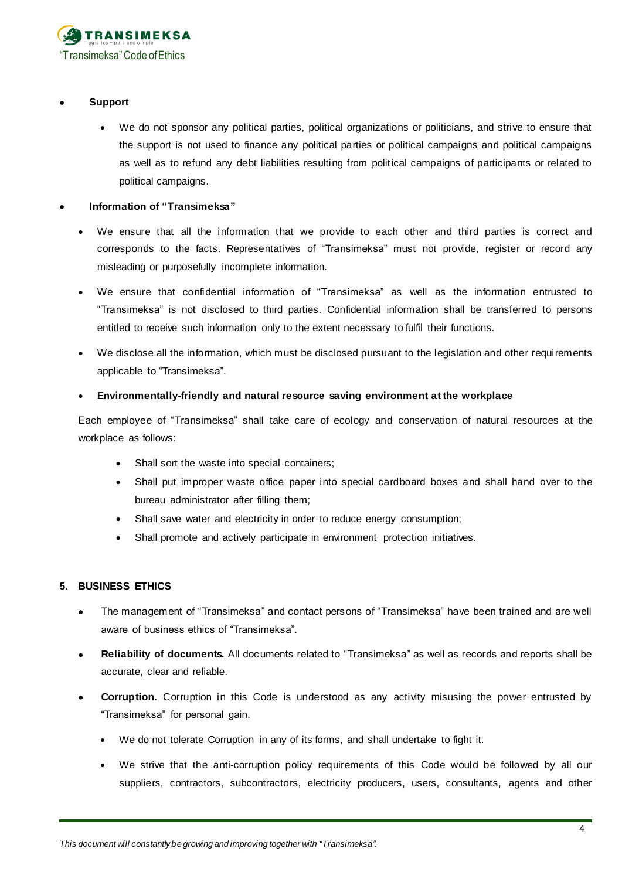- **Support**

    - We do not sponsor any political parties, political organizations or politicians, and strive to ensure that the support is not used to finance any political parties or political campaigns and political campaigns as well as to refund any debt liabilities resulting from political campaigns of participants or related to political campaigns.

- **Information of “Transimeksa”**

    - We ensure that all the information that we provide to each other and third parties is correct and corresponds to the facts. Representatives of “Transimeksa” must not provide, register or record any misleading or purposefully incomplete information.

    - We ensure that confidential information of “Transimeksa” as well as the information entrusted to “Transimeksa” is not disclosed to third parties. Confidential information shall be transferred to persons entitled to receive such information only to the extent necessary to fulfil their functions.

    - We disclose all the information, which must be disclosed pursuant to the legislation and other requirements applicable to “Transimeksa”.

    - **Environmentally-friendly and natural resource saving environment at the workplace**

    Each employee of “Transimeksa” shall take care of ecology and conservation of natural resources at the workplace as follows:

        - Shall sort the waste into special containers;
        - Shall put improper waste office paper into special cardboard boxes and shall hand over to the bureau administrator after filling them;
        - Shall save water and electricity in order to reduce energy consumption;
        - Shall promote and actively participate in environment protection initiatives.

## 5. BUSINESS ETHICS

- The management of “Transimeksa” and contact persons of “Transimeksa” have been trained and are well aware of business ethics of “Transimeksa”.

- **Reliability of documents.** All documents related to “Transimeksa” as well as records and reports shall be accurate, clear and reliable.

- **Corruption.** Corruption in this Code is understood as any activity misusing the power entrusted by “Transimeksa” for personal gain.

    - We do not tolerate Corruption in any of its forms, and shall undertake to fight it.

    - We strive that the anti-corruption policy requirements of this Code would be followed by all our suppliers, contractors, subcontractors, electricity producers, users, consultants, agents and other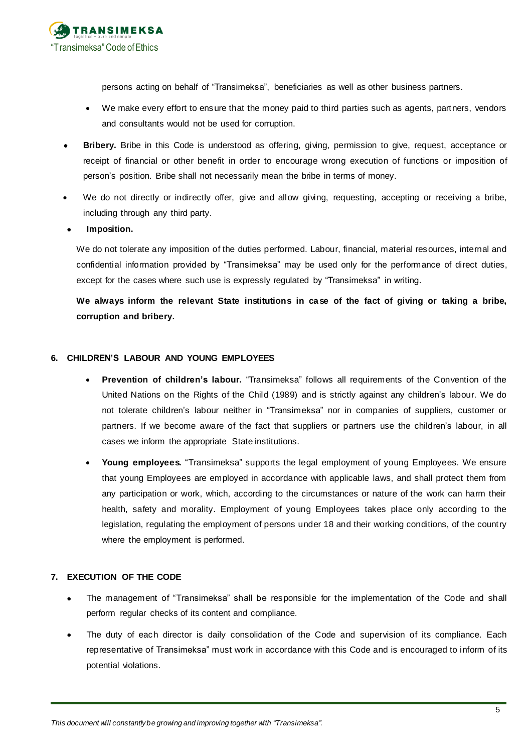persons acting on behalf of "Transimeksa", beneficiaries as well as other business partners.

- We make every effort to ensure that the money paid to third parties such as agents, partners, vendors and consultants would not be used for corruption.

- **Bribery.** Bribe in this Code is understood as offering, giving, permission to give, request, acceptance or receipt of financial or other benefit in order to encourage wrong execution of functions or imposition of person's position. Bribe shall not necessarily mean the bribe in terms of money.

- We do not directly or indirectly offer, give and allow giving, requesting, accepting or receiving a bribe, including through any third party.

- **Imposition.**

We do not tolerate any imposition of the duties performed. Labour, financial, material resources, internal and confidential information provided by "Transimeksa" may be used only for the performance of direct duties, except for the cases where such use is expressly regulated by "Transimeksa" in writing.

**We always inform the relevant State institutions in case of the fact of giving or taking a bribe, corruption and bribery.**

## 6. CHILDREN'S LABOUR AND YOUNG EMPLOYEES

- **Prevention of children's labour.** "Transimeksa" follows all requirements of the Convention of the United Nations on the Rights of the Child (1989) and is strictly against any children's labour. We do not tolerate children's labour neither in "Transimeksa" nor in companies of suppliers, customer or partners. If we become aware of the fact that suppliers or partners use the children's labour, in all cases we inform the appropriate State institutions.

- **Young employees.** "Transimeksa" supports the legal employment of young Employees. We ensure that young Employees are employed in accordance with applicable laws, and shall protect them from any participation or work, which, according to the circumstances or nature of the work can harm their health, safety and morality. Employment of young Employees takes place only according to the legislation, regulating the employment of persons under 18 and their working conditions, of the country where the employment is performed.

## 7. EXECUTION OF THE CODE

- The management of "Transimeksa" shall be responsible for the implementation of the Code and shall perform regular checks of its content and compliance.

- The duty of each director is daily consolidation of the Code and supervision of its compliance. Each representative of Transimeksa" must work in accordance with this Code and is encouraged to inform of its potential violations.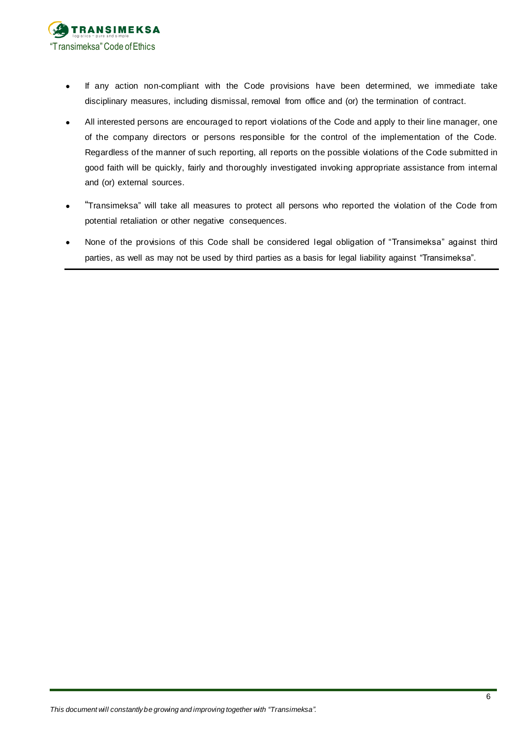- If any action non-compliant with the Code provisions have been determined, we immediate take disciplinary measures, including dismissal, removal from office and (or) the termination of contract.
- All interested persons are encouraged to report violations of the Code and apply to their line manager, one of the company directors or persons responsible for the control of the implementation of the Code. Regardless of the manner of such reporting, all reports on the possible violations of the Code submitted in good faith will be quickly, fairly and thoroughly investigated invoking appropriate assistance from internal and (or) external sources.
- "Transimeksa" will take all measures to protect all persons who reported the violation of the Code from potential retaliation or other negative consequences.
- None of the provisions of this Code shall be considered legal obligation of "Transimeksa" against third parties, as well as may not be used by third parties as a basis for legal liability against "Transimeksa".